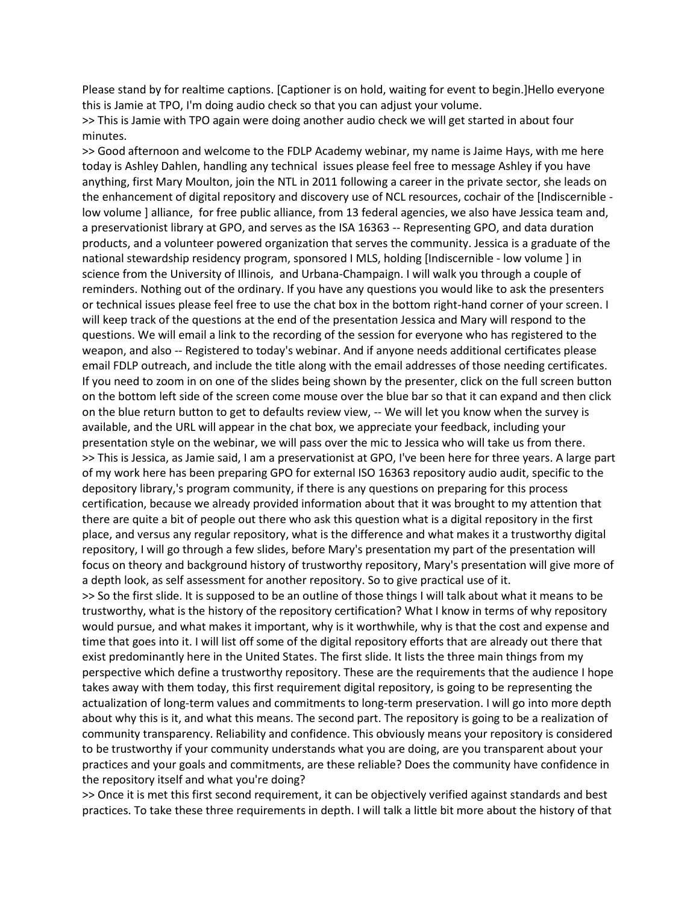Please stand by for realtime captions. [Captioner is on hold, waiting for event to begin.]Hello everyone this is Jamie at TPO, I'm doing audio check so that you can adjust your volume.

>> This is Jamie with TPO again were doing another audio check we will get started in about four minutes.

>> Good afternoon and welcome to the FDLP Academy webinar, my name is Jaime Hays, with me here today is Ashley Dahlen, handling any technical issues please feel free to message Ashley if you have anything, first Mary Moulton, join the NTL in 2011 following a career in the private sector, she leads on the enhancement of digital repository and discovery use of NCL resources, cochair of the [Indiscernible - low volume ] alliance, for free public alliance, from 13 federal agencies, we also have Jessica team and, a preservationist library at GPO, and serves as the ISA 16363 -- Representing GPO, and data duration products, and a volunteer powered organization that serves the community. Jessica is a graduate of the national stewardship residency program, sponsored I MLS, holding [Indiscernible - low volume ] in science from the University of Illinois, and Urbana-Champaign. I will walk you through a couple of reminders. Nothing out of the ordinary. If you have any questions you would like to ask the presenters or technical issues please feel free to use the chat box in the bottom right-hand corner of your screen. I will keep track of the questions at the end of the presentation Jessica and Mary will respond to the questions. We will email a link to the recording of the session for everyone who has registered to the weapon, and also -- Registered to today's webinar. And if anyone needs additional certificates please email FDLP outreach, and include the title along with the email addresses of those needing certificates. If you need to zoom in on one of the slides being shown by the presenter, click on the full screen button on the bottom left side of the screen come mouse over the blue bar so that it can expand and then click on the blue return button to get to defaults review view, -- We will let you know when the survey is available, and the URL will appear in the chat box, we appreciate your feedback, including your presentation style on the webinar, we will pass over the mic to Jessica who will take us from there.

>> This is Jessica, as Jamie said, I am a preservationist at GPO, I've been here for three years. A large part of my work here has been preparing GPO for external ISO 16363 repository audio audit, specific to the depository library,'s program community, if there is any questions on preparing for this process certification, because we already provided information about that it was brought to my attention that there are quite a bit of people out there who ask this question what is a digital repository in the first place, and versus any regular repository, what is the difference and what makes it a trustworthy digital repository, I will go through a few slides, before Mary's presentation my part of the presentation will focus on theory and background history of trustworthy repository, Mary's presentation will give more of a depth look, as self assessment for another repository. So to give practical use of it.

>> So the first slide. It is supposed to be an outline of those things I will talk about what it means to be trustworthy, what is the history of the repository certification? What I know in terms of why repository would pursue, and what makes it important, why is it worthwhile, why is that the cost and expense and time that goes into it. I will list off some of the digital repository efforts that are already out there that exist predominantly here in the United States. The first slide. It lists the three main things from my perspective which define a trustworthy repository. These are the requirements that the audience I hope takes away with them today, this first requirement digital repository, is going to be representing the actualization of long-term values and commitments to long-term preservation. I will go into more depth about why this is it, and what this means. The second part. The repository is going to be a realization of community transparency. Reliability and confidence. This obviously means your repository is considered to be trustworthy if your community understands what you are doing, are you transparent about your practices and your goals and commitments, are these reliable? Does the community have confidence in the repository itself and what you're doing?

>> Once it is met this first second requirement, it can be objectively verified against standards and best practices. To take these three requirements in depth. I will talk a little bit more about the history of that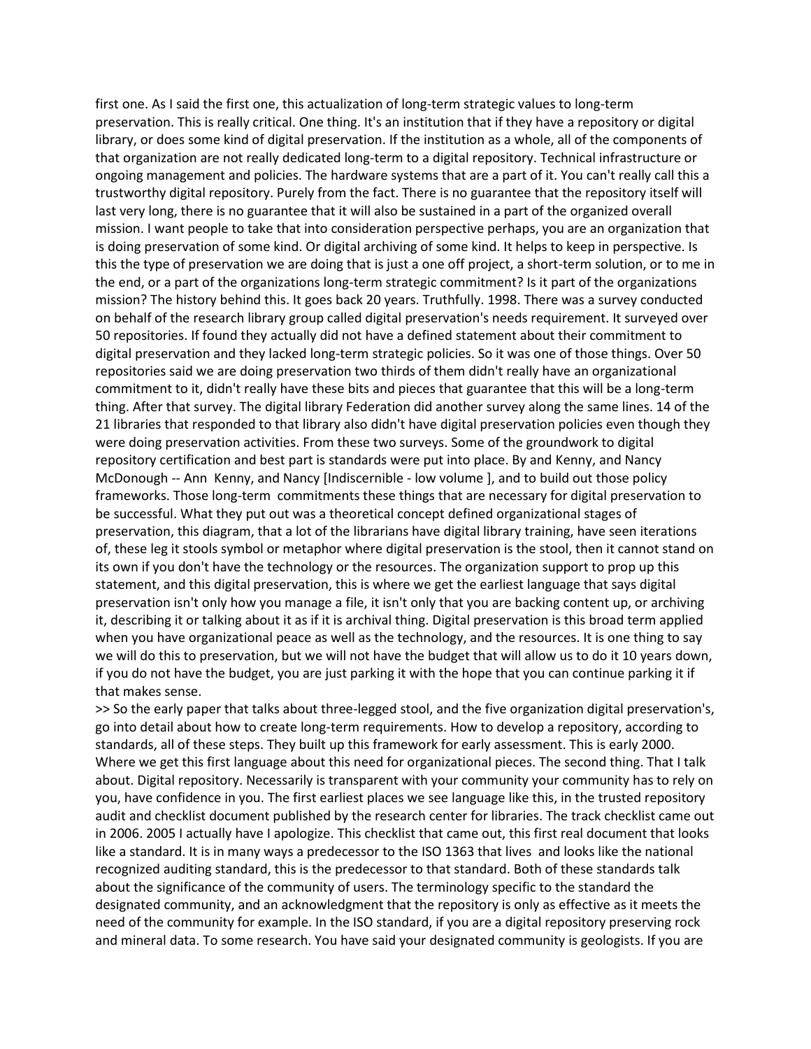first one. As I said the first one, this actualization of long-term strategic values to long-term preservation. This is really critical. One thing. It's an institution that if they have a repository or digital library, or does some kind of digital preservation. If the institution as a whole, all of the components of that organization are not really dedicated long-term to a digital repository. Technical infrastructure or ongoing management and policies. The hardware systems that are a part of it. You can't really call this a trustworthy digital repository. Purely from the fact. There is no guarantee that the repository itself will last very long, there is no guarantee that it will also be sustained in a part of the organized overall mission. I want people to take that into consideration perspective perhaps, you are an organization that is doing preservation of some kind. Or digital archiving of some kind. It helps to keep in perspective. Is this the type of preservation we are doing that is just a one off project, a short-term solution, or to me in the end, or a part of the organizations long-term strategic commitment? Is it part of the organizations mission? The history behind this. It goes back 20 years. Truthfully. 1998. There was a survey conducted on behalf of the research library group called digital preservation's needs requirement. It surveyed over 50 repositories. If found they actually did not have a defined statement about their commitment to digital preservation and they lacked long-term strategic policies. So it was one of those things. Over 50 repositories said we are doing preservation two thirds of them didn't really have an organizational commitment to it, didn't really have these bits and pieces that guarantee that this will be a long-term thing. After that survey. The digital library Federation did another survey along the same lines. 14 of the 21 libraries that responded to that library also didn't have digital preservation policies even though they were doing preservation activities. From these two surveys. Some of the groundwork to digital repository certification and best part is standards were put into place. By and Kenny, and Nancy McDonough -- Ann Kenny, and Nancy [Indiscernible - low volume ], and to build out those policy frameworks. Those long-term commitments these things that are necessary for digital preservation to be successful. What they put out was a theoretical concept defined organizational stages of preservation, this diagram, that a lot of the librarians have digital library training, have seen iterations of, these leg it stools symbol or metaphor where digital preservation is the stool, then it cannot stand on its own if you don't have the technology or the resources. The organization support to prop up this statement, and this digital preservation, this is where we get the earliest language that says digital preservation isn't only how you manage a file, it isn't only that you are backing content up, or archiving it, describing it or talking about it as if it is archival thing. Digital preservation is this broad term applied when you have organizational peace as well as the technology, and the resources. It is one thing to say we will do this to preservation, but we will not have the budget that will allow us to do it 10 years down, if you do not have the budget, you are just parking it with the hope that you can continue parking it if that makes sense.

>> So the early paper that talks about three-legged stool, and the five organization digital preservation's, go into detail about how to create long-term requirements. How to develop a repository, according to standards, all of these steps. They built up this framework for early assessment. This is early 2000. Where we get this first language about this need for organizational pieces. The second thing. That I talk about. Digital repository. Necessarily is transparent with your community your community has to rely on you, have confidence in you. The first earliest places we see language like this, in the trusted repository audit and checklist document published by the research center for libraries. The track checklist came out in 2006. 2005 I actually have I apologize. This checklist that came out, this first real document that looks like a standard. It is in many ways a predecessor to the ISO 1363 that lives and looks like the national recognized auditing standard, this is the predecessor to that standard. Both of these standards talk about the significance of the community of users. The terminology specific to the standard the designated community, and an acknowledgment that the repository is only as effective as it meets the need of the community for example. In the ISO standard, if you are a digital repository preserving rock and mineral data. To some research. You have said your designated community is geologists. If you are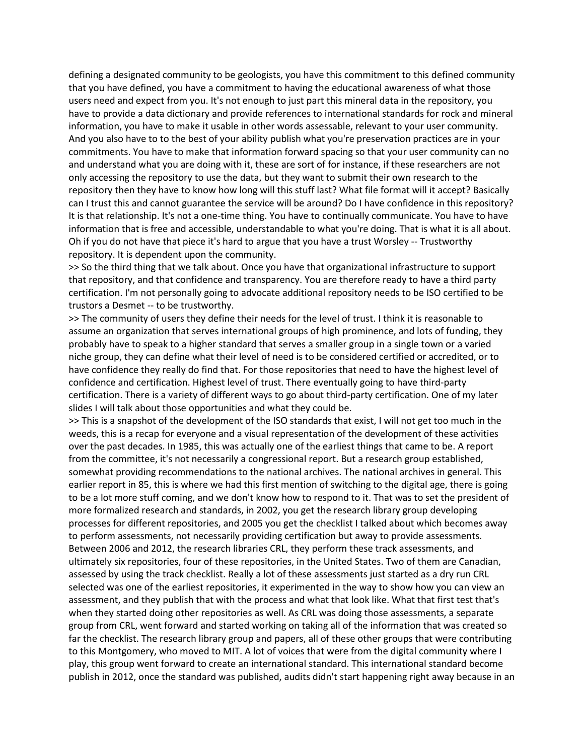defining a designated community to be geologists, you have this commitment to this defined community that you have defined, you have a commitment to having the educational awareness of what those users need and expect from you. It's not enough to just part this mineral data in the repository, you have to provide a data dictionary and provide references to international standards for rock and mineral information, you have to make it usable in other words assessable, relevant to your user community. And you also have to to the best of your ability publish what you're preservation practices are in your commitments. You have to make that information forward spacing so that your user community can no and understand what you are doing with it, these are sort of for instance, if these researchers are not only accessing the repository to use the data, but they want to submit their own research to the repository then they have to know how long will this stuff last? What file format will it accept? Basically can I trust this and cannot guarantee the service will be around? Do I have confidence in this repository? It is that relationship. It's not a one-time thing. You have to continually communicate. You have to have information that is free and accessible, understandable to what you're doing. That is what it is all about. Oh if you do not have that piece it's hard to argue that you have a trust Worsley -- Trustworthy repository. It is dependent upon the community.

>> So the third thing that we talk about. Once you have that organizational infrastructure to support that repository, and that confidence and transparency. You are therefore ready to have a third party certification. I'm not personally going to advocate additional repository needs to be ISO certified to be trustors a Desmet -- to be trustworthy.

>> The community of users they define their needs for the level of trust. I think it is reasonable to assume an organization that serves international groups of high prominence, and lots of funding, they probably have to speak to a higher standard that serves a smaller group in a single town or a varied niche group, they can define what their level of need is to be considered certified or accredited, or to have confidence they really do find that. For those repositories that need to have the highest level of confidence and certification. Highest level of trust. There eventually going to have third-party certification. There is a variety of different ways to go about third-party certification. One of my later slides I will talk about those opportunities and what they could be.

>> This is a snapshot of the development of the ISO standards that exist, I will not get too much in the weeds, this is a recap for everyone and a visual representation of the development of these activities over the past decades. In 1985, this was actually one of the earliest things that came to be. A report from the committee, it's not necessarily a congressional report. But a research group established, somewhat providing recommendations to the national archives. The national archives in general. This earlier report in 85, this is where we had this first mention of switching to the digital age, there is going to be a lot more stuff coming, and we don't know how to respond to it. That was to set the president of more formalized research and standards, in 2002, you get the research library group developing processes for different repositories, and 2005 you get the checklist I talked about which becomes away to perform assessments, not necessarily providing certification but away to provide assessments. Between 2006 and 2012, the research libraries CRL, they perform these track assessments, and ultimately six repositories, four of these repositories, in the United States. Two of them are Canadian, assessed by using the track checklist. Really a lot of these assessments just started as a dry run CRL selected was one of the earliest repositories, it experimented in the way to show how you can view an assessment, and they publish that with the process and what that look like. What that first test that's when they started doing other repositories as well. As CRL was doing those assessments, a separate group from CRL, went forward and started working on taking all of the information that was created so far the checklist. The research library group and papers, all of these other groups that were contributing to this Montgomery, who moved to MIT. A lot of voices that were from the digital community where I play, this group went forward to create an international standard. This international standard become publish in 2012, once the standard was published, audits didn't start happening right away because in an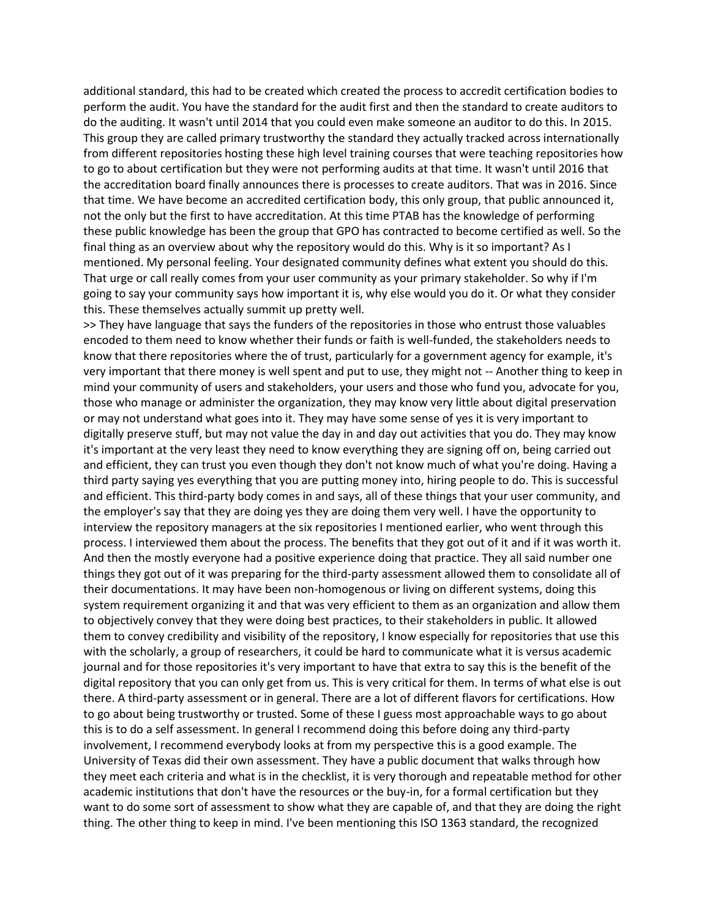additional standard, this had to be created which created the process to accredit certification bodies to perform the audit. You have the standard for the audit first and then the standard to create auditors to do the auditing. It wasn't until 2014 that you could even make someone an auditor to do this. In 2015. This group they are called primary trustworthy the standard they actually tracked across internationally from different repositories hosting these high level training courses that were teaching repositories how to go to about certification but they were not performing audits at that time. It wasn't until 2016 that the accreditation board finally announces there is processes to create auditors. That was in 2016. Since that time. We have become an accredited certification body, this only group, that public announced it, not the only but the first to have accreditation. At this time PTAB has the knowledge of performing these public knowledge has been the group that GPO has contracted to become certified as well. So the final thing as an overview about why the repository would do this. Why is it so important? As I mentioned. My personal feeling. Your designated community defines what extent you should do this. That urge or call really comes from your user community as your primary stakeholder. So why if I'm going to say your community says how important it is, why else would you do it. Or what they consider this. These themselves actually summit up pretty well.

>> They have language that says the funders of the repositories in those who entrust those valuables encoded to them need to know whether their funds or faith is well-funded, the stakeholders needs to know that there repositories where the of trust, particularly for a government agency for example, it's very important that there money is well spent and put to use, they might not -- Another thing to keep in mind your community of users and stakeholders, your users and those who fund you, advocate for you, those who manage or administer the organization, they may know very little about digital preservation or may not understand what goes into it. They may have some sense of yes it is very important to digitally preserve stuff, but may not value the day in and day out activities that you do. They may know it's important at the very least they need to know everything they are signing off on, being carried out and efficient, they can trust you even though they don't not know much of what you're doing. Having a third party saying yes everything that you are putting money into, hiring people to do. This is successful and efficient. This third-party body comes in and says, all of these things that your user community, and the employer's say that they are doing yes they are doing them very well. I have the opportunity to interview the repository managers at the six repositories I mentioned earlier, who went through this process. I interviewed them about the process. The benefits that they got out of it and if it was worth it. And then the mostly everyone had a positive experience doing that practice. They all said number one things they got out of it was preparing for the third-party assessment allowed them to consolidate all of their documentations. It may have been non-homogenous or living on different systems, doing this system requirement organizing it and that was very efficient to them as an organization and allow them to objectively convey that they were doing best practices, to their stakeholders in public. It allowed them to convey credibility and visibility of the repository, I know especially for repositories that use this with the scholarly, a group of researchers, it could be hard to communicate what it is versus academic journal and for those repositories it's very important to have that extra to say this is the benefit of the digital repository that you can only get from us. This is very critical for them. In terms of what else is out there. A third-party assessment or in general. There are a lot of different flavors for certifications. How to go about being trustworthy or trusted. Some of these I guess most approachable ways to go about this is to do a self assessment. In general I recommend doing this before doing any third-party involvement, I recommend everybody looks at from my perspective this is a good example. The University of Texas did their own assessment. They have a public document that walks through how they meet each criteria and what is in the checklist, it is very thorough and repeatable method for other academic institutions that don't have the resources or the buy-in, for a formal certification but they want to do some sort of assessment to show what they are capable of, and that they are doing the right thing. The other thing to keep in mind. I've been mentioning this ISO 1363 standard, the recognized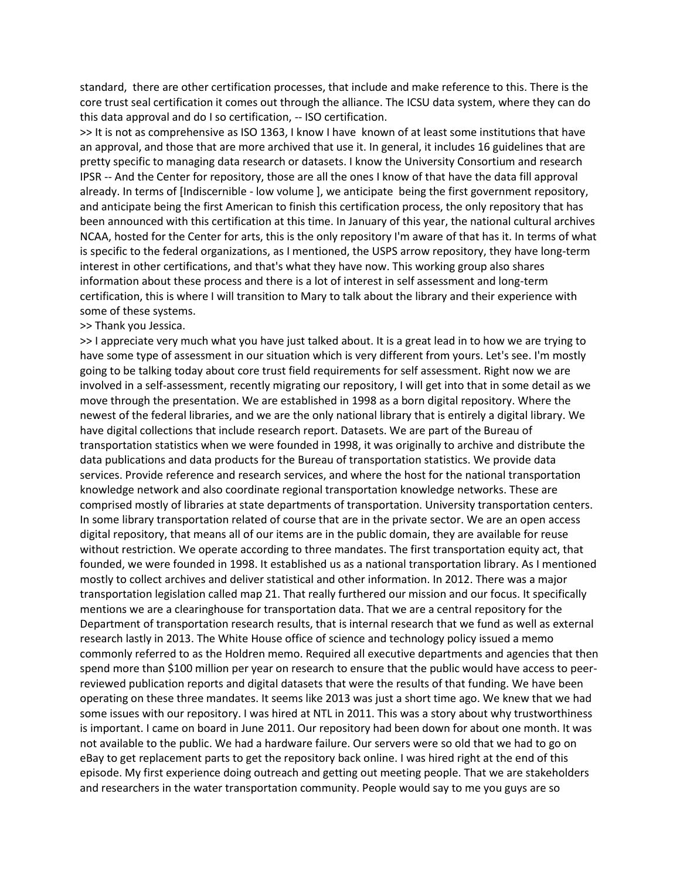standard,  there are other certification processes, that include and make reference to this. There is the core trust seal certification it comes out through the alliance. The ICSU data system, where they can do this data approval and do I so certification, -- ISO certification.

>> It is not as comprehensive as ISO 1363, I know I have  known of at least some institutions that have an approval, and those that are more archived that use it. In general, it includes 16 guidelines that are pretty specific to managing data research or datasets. I know the University Consortium and research IPSR -- And the Center for repository, those are all the ones I know of that have the data fill approval already. In terms of [Indiscernible - low volume ], we anticipate  being the first government repository, and anticipate being the first American to finish this certification process, the only repository that has been announced with this certification at this time. In January of this year, the national cultural archives NCAA, hosted for the Center for arts, this is the only repository I'm aware of that has it. In terms of what is specific to the federal organizations, as I mentioned, the USPS arrow repository, they have long-term interest in other certifications, and that's what they have now. This working group also shares information about these process and there is a lot of interest in self assessment and long-term certification, this is where I will transition to Mary to talk about the library and their experience with some of these systems.

>> Thank you Jessica.

>> I appreciate very much what you have just talked about. It is a great lead in to how we are trying to have some type of assessment in our situation which is very different from yours. Let's see. I'm mostly going to be talking today about core trust field requirements for self assessment. Right now we are involved in a self-assessment, recently migrating our repository, I will get into that in some detail as we move through the presentation. We are established in 1998 as a born digital repository. Where the newest of the federal libraries, and we are the only national library that is entirely a digital library. We have digital collections that include research report. Datasets. We are part of the Bureau of transportation statistics when we were founded in 1998, it was originally to archive and distribute the data publications and data products for the Bureau of transportation statistics. We provide data services. Provide reference and research services, and where the host for the national transportation knowledge network and also coordinate regional transportation knowledge networks. These are comprised mostly of libraries at state departments of transportation. University transportation centers. In some library transportation related of course that are in the private sector. We are an open access digital repository, that means all of our items are in the public domain, they are available for reuse without restriction. We operate according to three mandates. The first transportation equity act, that founded, we were founded in 1998. It established us as a national transportation library. As I mentioned mostly to collect archives and deliver statistical and other information. In 2012. There was a major transportation legislation called map 21. That really furthered our mission and our focus. It specifically mentions we are a clearinghouse for transportation data. That we are a central repository for the Department of transportation research results, that is internal research that we fund as well as external research lastly in 2013. The White House office of science and technology policy issued a memo commonly referred to as the Holdren memo. Required all executive departments and agencies that then spend more than $100 million per year on research to ensure that the public would have access to peer-reviewed publication reports and digital datasets that were the results of that funding. We have been operating on these three mandates. It seems like 2013 was just a short time ago. We knew that we had some issues with our repository. I was hired at NTL in 2011. This was a story about why trustworthiness is important. I came on board in June 2011. Our repository had been down for about one month. It was not available to the public. We had a hardware failure. Our servers were so old that we had to go on eBay to get replacement parts to get the repository back online. I was hired right at the end of this episode. My first experience doing outreach and getting out meeting people. That we are stakeholders and researchers in the water transportation community. People would say to me you guys are so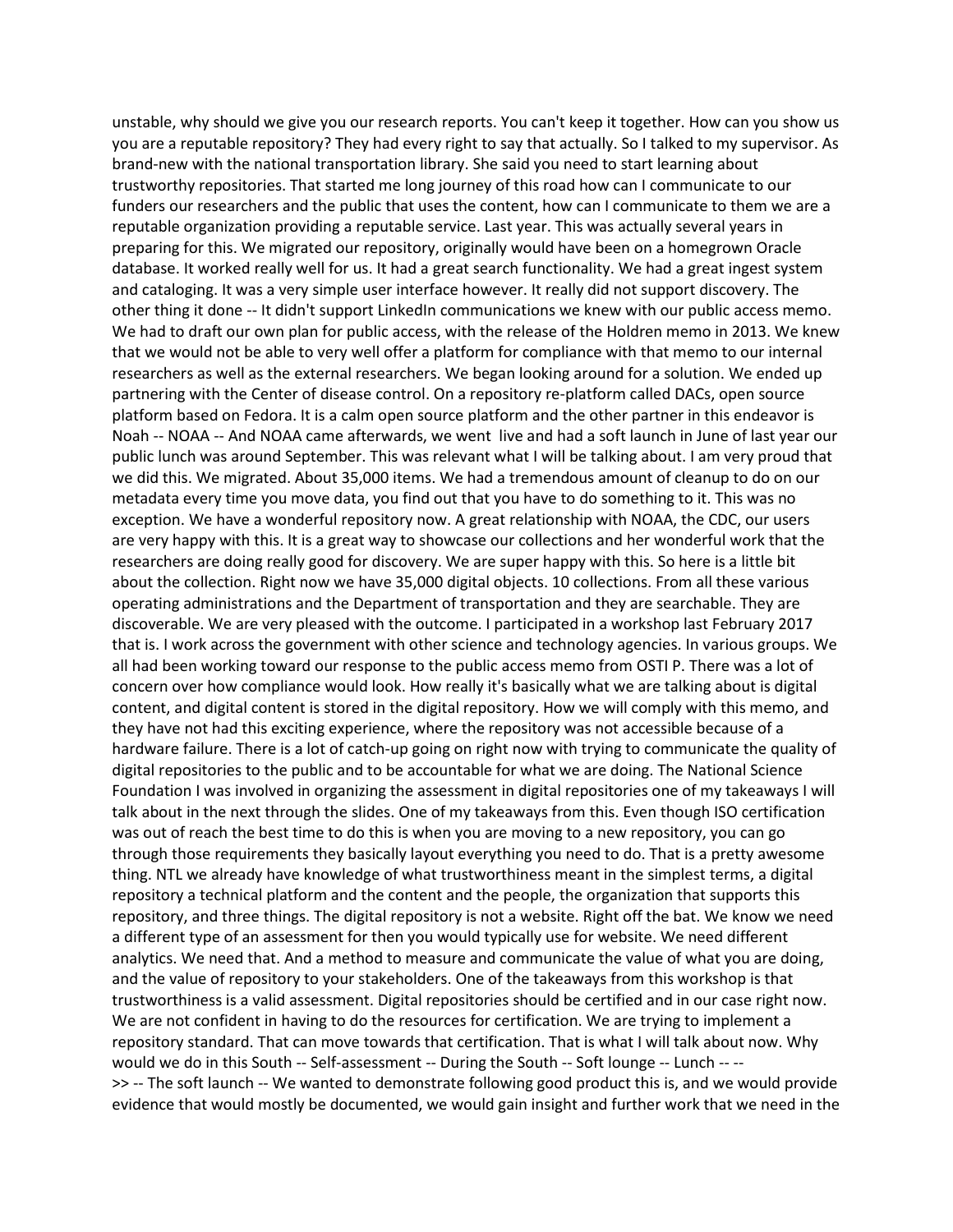unstable, why should we give you our research reports. You can't keep it together. How can you show us you are a reputable repository? They had every right to say that actually. So I talked to my supervisor. As brand-new with the national transportation library. She said you need to start learning about trustworthy repositories. That started me long journey of this road how can I communicate to our funders our researchers and the public that uses the content, how can I communicate to them we are a reputable organization providing a reputable service. Last year. This was actually several years in preparing for this. We migrated our repository, originally would have been on a homegrown Oracle database. It worked really well for us. It had a great search functionality. We had a great ingest system and cataloging. It was a very simple user interface however. It really did not support discovery. The other thing it done -- It didn't support LinkedIn communications we knew with our public access memo. We had to draft our own plan for public access, with the release of the Holdren memo in 2013. We knew that we would not be able to very well offer a platform for compliance with that memo to our internal researchers as well as the external researchers. We began looking around for a solution. We ended up partnering with the Center of disease control. On a repository re-platform called DACs, open source platform based on Fedora. It is a calm open source platform and the other partner in this endeavor is Noah -- NOAA -- And NOAA came afterwards, we went live and had a soft launch in June of last year our public lunch was around September. This was relevant what I will be talking about. I am very proud that we did this. We migrated. About 35,000 items. We had a tremendous amount of cleanup to do on our metadata every time you move data, you find out that you have to do something to it. This was no exception. We have a wonderful repository now. A great relationship with NOAA, the CDC, our users are very happy with this. It is a great way to showcase our collections and her wonderful work that the researchers are doing really good for discovery. We are super happy with this. So here is a little bit about the collection. Right now we have 35,000 digital objects. 10 collections. From all these various operating administrations and the Department of transportation and they are searchable. They are discoverable. We are very pleased with the outcome. I participated in a workshop last February 2017 that is. I work across the government with other science and technology agencies. In various groups. We all had been working toward our response to the public access memo from OSTI P. There was a lot of concern over how compliance would look. How really it's basically what we are talking about is digital content, and digital content is stored in the digital repository. How we will comply with this memo, and they have not had this exciting experience, where the repository was not accessible because of a hardware failure. There is a lot of catch-up going on right now with trying to communicate the quality of digital repositories to the public and to be accountable for what we are doing. The National Science Foundation I was involved in organizing the assessment in digital repositories one of my takeaways I will talk about in the next through the slides. One of my takeaways from this. Even though ISO certification was out of reach the best time to do this is when you are moving to a new repository, you can go through those requirements they basically layout everything you need to do. That is a pretty awesome thing. NTL we already have knowledge of what trustworthiness meant in the simplest terms, a digital repository a technical platform and the content and the people, the organization that supports this repository, and three things. The digital repository is not a website. Right off the bat. We know we need a different type of an assessment for then you would typically use for website. We need different analytics. We need that. And a method to measure and communicate the value of what you are doing, and the value of repository to your stakeholders. One of the takeaways from this workshop is that trustworthiness is a valid assessment. Digital repositories should be certified and in our case right now. We are not confident in having to do the resources for certification. We are trying to implement a repository standard. That can move towards that certification. That is what I will talk about now. Why would we do in this South -- Self-assessment -- During the South -- Soft lounge -- Lunch -- --
>> -- The soft launch -- We wanted to demonstrate following good product this is, and we would provide evidence that would mostly be documented, we would gain insight and further work that we need in the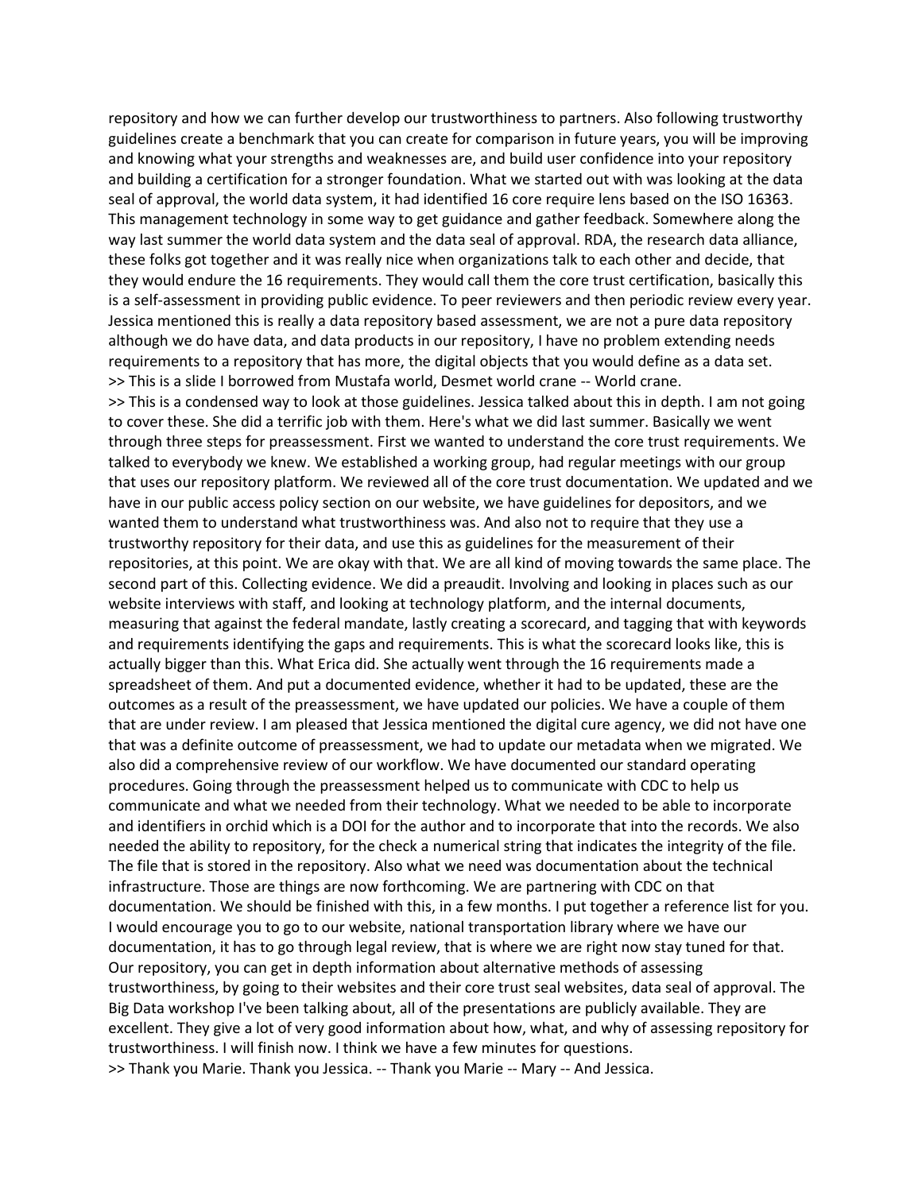repository and how we can further develop our trustworthiness to partners. Also following trustworthy guidelines create a benchmark that you can create for comparison in future years, you will be improving and knowing what your strengths and weaknesses are, and build user confidence into your repository and building a certification for a stronger foundation. What we started out with was looking at the data seal of approval, the world data system, it had identified 16 core require lens based on the ISO 16363. This management technology in some way to get guidance and gather feedback. Somewhere along the way last summer the world data system and the data seal of approval. RDA, the research data alliance, these folks got together and it was really nice when organizations talk to each other and decide, that they would endure the 16 requirements. They would call them the core trust certification, basically this is a self-assessment in providing public evidence. To peer reviewers and then periodic review every year. Jessica mentioned this is really a data repository based assessment, we are not a pure data repository although we do have data, and data products in our repository, I have no problem extending needs requirements to a repository that has more, the digital objects that you would define as a data set.

>> This is a slide I borrowed from Mustafa world, Desmet world crane -- World crane.

>> This is a condensed way to look at those guidelines. Jessica talked about this in depth. I am not going to cover these. She did a terrific job with them. Here's what we did last summer. Basically we went through three steps for preassessment. First we wanted to understand the core trust requirements. We talked to everybody we knew. We established a working group, had regular meetings with our group that uses our repository platform. We reviewed all of the core trust documentation. We updated and we have in our public access policy section on our website, we have guidelines for depositors, and we wanted them to understand what trustworthiness was. And also not to require that they use a trustworthy repository for their data, and use this as guidelines for the measurement of their repositories, at this point. We are okay with that. We are all kind of moving towards the same place. The second part of this. Collecting evidence. We did a preaudit. Involving and looking in places such as our website interviews with staff, and looking at technology platform, and the internal documents, measuring that against the federal mandate, lastly creating a scorecard, and tagging that with keywords and requirements identifying the gaps and requirements. This is what the scorecard looks like, this is actually bigger than this. What Erica did. She actually went through the 16 requirements made a spreadsheet of them. And put a documented evidence, whether it had to be updated, these are the outcomes as a result of the preassessment, we have updated our policies. We have a couple of them that are under review. I am pleased that Jessica mentioned the digital cure agency, we did not have one that was a definite outcome of preassessment, we had to update our metadata when we migrated. We also did a comprehensive review of our workflow. We have documented our standard operating procedures. Going through the preassessment helped us to communicate with CDC to help us communicate and what we needed from their technology. What we needed to be able to incorporate and identifiers in orchid which is a DOI for the author and to incorporate that into the records. We also needed the ability to repository, for the check a numerical string that indicates the integrity of the file. The file that is stored in the repository. Also what we need was documentation about the technical infrastructure. Those are things are now forthcoming. We are partnering with CDC on that documentation. We should be finished with this, in a few months. I put together a reference list for you. I would encourage you to go to our website, national transportation library where we have our documentation, it has to go through legal review, that is where we are right now stay tuned for that. Our repository, you can get in depth information about alternative methods of assessing trustworthiness, by going to their websites and their core trust seal websites, data seal of approval. The Big Data workshop I've been talking about, all of the presentations are publicly available. They are excellent. They give a lot of very good information about how, what, and why of assessing repository for trustworthiness. I will finish now. I think we have a few minutes for questions.

>> Thank you Marie. Thank you Jessica. -- Thank you Marie -- Mary -- And Jessica.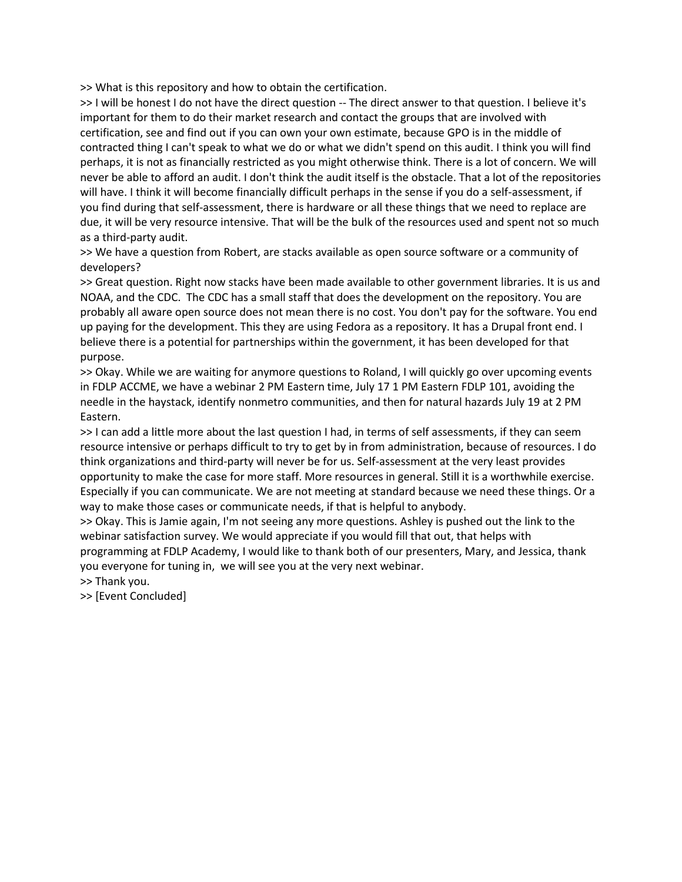>> What is this repository and how to obtain the certification.

>> I will be honest I do not have the direct question -- The direct answer to that question. I believe it's important for them to do their market research and contact the groups that are involved with certification, see and find out if you can own your own estimate, because GPO is in the middle of contracted thing I can't speak to what we do or what we didn't spend on this audit. I think you will find perhaps, it is not as financially restricted as you might otherwise think. There is a lot of concern. We will never be able to afford an audit. I don't think the audit itself is the obstacle. That a lot of the repositories will have. I think it will become financially difficult perhaps in the sense if you do a self-assessment, if you find during that self-assessment, there is hardware or all these things that we need to replace are due, it will be very resource intensive. That will be the bulk of the resources used and spent not so much as a third-party audit.

>> We have a question from Robert, are stacks available as open source software or a community of developers?

>> Great question. Right now stacks have been made available to other government libraries. It is us and NOAA, and the CDC. The CDC has a small staff that does the development on the repository. You are probably all aware open source does not mean there is no cost. You don't pay for the software. You end up paying for the development. This they are using Fedora as a repository. It has a Drupal front end. I believe there is a potential for partnerships within the government, it has been developed for that purpose.

>> Okay. While we are waiting for anymore questions to Roland, I will quickly go over upcoming events in FDLP ACCME, we have a webinar 2 PM Eastern time, July 17 1 PM Eastern FDLP 101, avoiding the needle in the haystack, identify nonmetro communities, and then for natural hazards July 19 at 2 PM Eastern.

>> I can add a little more about the last question I had, in terms of self assessments, if they can seem resource intensive or perhaps difficult to try to get by in from administration, because of resources. I do think organizations and third-party will never be for us. Self-assessment at the very least provides opportunity to make the case for more staff. More resources in general. Still it is a worthwhile exercise. Especially if you can communicate. We are not meeting at standard because we need these things. Or a way to make those cases or communicate needs, if that is helpful to anybody.

>> Okay. This is Jamie again, I'm not seeing any more questions. Ashley is pushed out the link to the webinar satisfaction survey. We would appreciate if you would fill that out, that helps with programming at FDLP Academy, I would like to thank both of our presenters, Mary, and Jessica, thank you everyone for tuning in, we will see you at the very next webinar.

>> Thank you.

>> [Event Concluded]